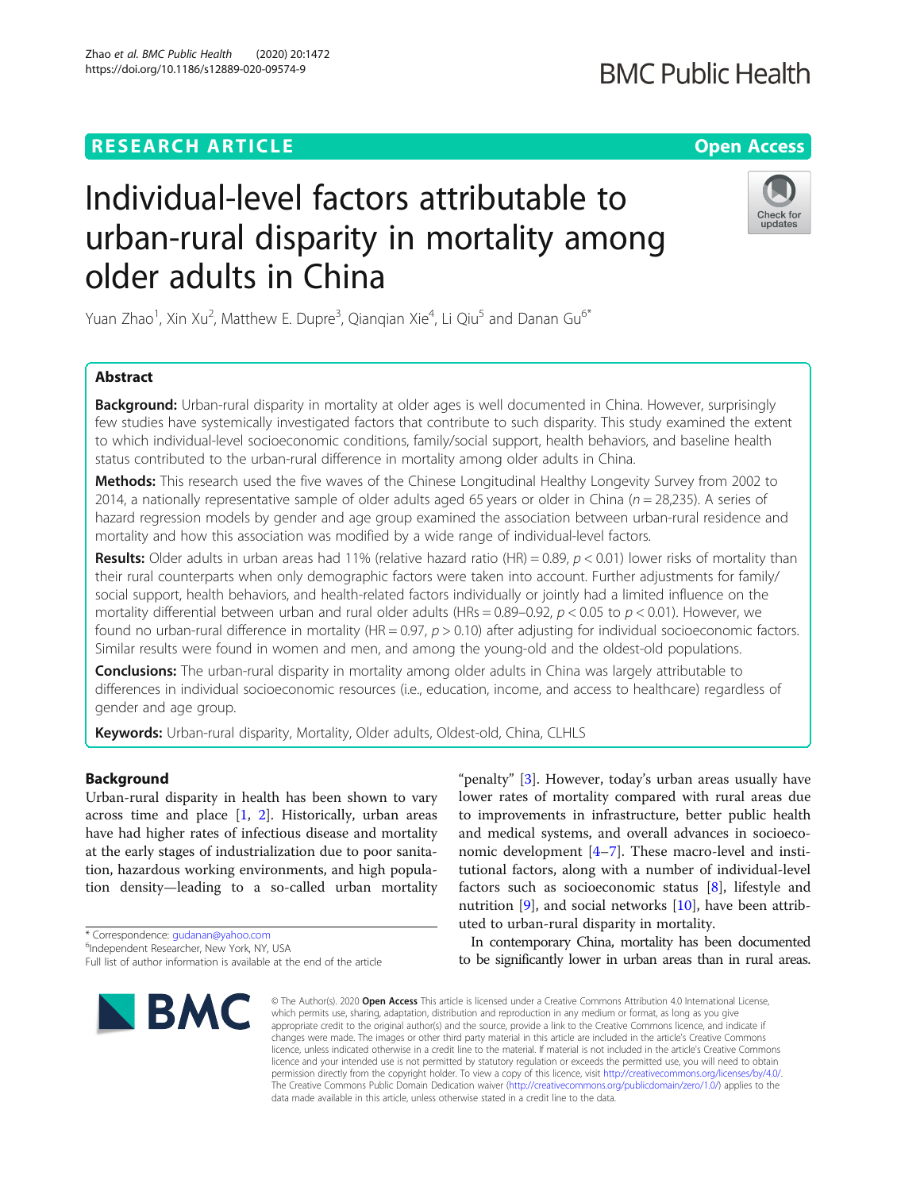RESEARCH ARTICLE

Open Access

# Individual-level factors attributable to urban-rural disparity in mortality among older adults in China

Yuan Zhao[1], Xin Xu[2], Matthew E. Dupre[3], Qianqian Xie[4], Li Qiu[5] and Danan Gu[6*]

## Abstract

**Background:** Urban-rural disparity in mortality at older ages is well documented in China. However, surprisingly few studies have systemically investigated factors that contribute to such disparity. This study examined the extent to which individual-level socioeconomic conditions, family/social support, health behaviors, and baseline health status contributed to the urban-rural difference in mortality among older adults in China.

**Methods:** This research used the five waves of the Chinese Longitudinal Healthy Longevity Survey from 2002 to 2014, a nationally representative sample of older adults aged 65 years or older in China ($n = 28{,}235$). A series of hazard regression models by gender and age group examined the association between urban-rural residence and mortality and how this association was modified by a wide range of individual-level factors.

**Results:** Older adults in urban areas had 11% (relative hazard ratio (HR) = 0.89, $p < 0.01$) lower risks of mortality than their rural counterparts when only demographic factors were taken into account. Further adjustments for family/social support, health behaviors, and health-related factors individually or jointly had a limited influence on the mortality differential between urban and rural older adults (HRs = 0.89–0.92, $p < 0.05$ to $p < 0.01$). However, we found no urban-rural difference in mortality (HR = 0.97, $p > 0.10$) after adjusting for individual socioeconomic factors. Similar results were found in women and men, and among the young-old and the oldest-old populations.

**Conclusions:** The urban-rural disparity in mortality among older adults in China was largely attributable to differences in individual socioeconomic resources (i.e., education, income, and access to healthcare) regardless of gender and age group.

**Keywords:** Urban-rural disparity, Mortality, Older adults, Oldest-old, China, CLHLS

## Background

Urban-rural disparity in health has been shown to vary across time and place [1, 2]. Historically, urban areas have had higher rates of infectious disease and mortality at the early stages of industrialization due to poor sanitation, hazardous working environments, and high population density—leading to a so-called urban mortality "penalty" [3]. However, today's urban areas usually have lower rates of mortality compared with rural areas due to improvements in infrastructure, better public health and medical systems, and overall advances in socioeconomic development [4–7]. These macro-level and institutional factors, along with a number of individual-level factors such as socioeconomic status [8], lifestyle and nutrition [9], and social networks [10], have been attributed to urban-rural disparity in mortality.

In contemporary China, mortality has been documented to be significantly lower in urban areas than in rural areas.

\* Correspondence: gudanan@yahoo.com
[6]Independent Researcher, New York, NY, USA
Full list of author information is available at the end of the article

© The Author(s). 2020 **Open Access** This article is licensed under a Creative Commons Attribution 4.0 International License, which permits use, sharing, adaptation, distribution and reproduction in any medium or format, as long as you give appropriate credit to the original author(s) and the source, provide a link to the Creative Commons licence, and indicate if changes were made. The images or other third party material in this article are included in the article's Creative Commons licence, unless indicated otherwise in a credit line to the material. If material is not included in the article's Creative Commons licence and your intended use is not permitted by statutory regulation or exceeds the permitted use, you will need to obtain permission directly from the copyright holder. To view a copy of this licence, visit http://creativecommons.org/licenses/by/4.0/. The Creative Commons Public Domain Dedication waiver (http://creativecommons.org/publicdomain/zero/1.0/) applies to the data made available in this article, unless otherwise stated in a credit line to the data.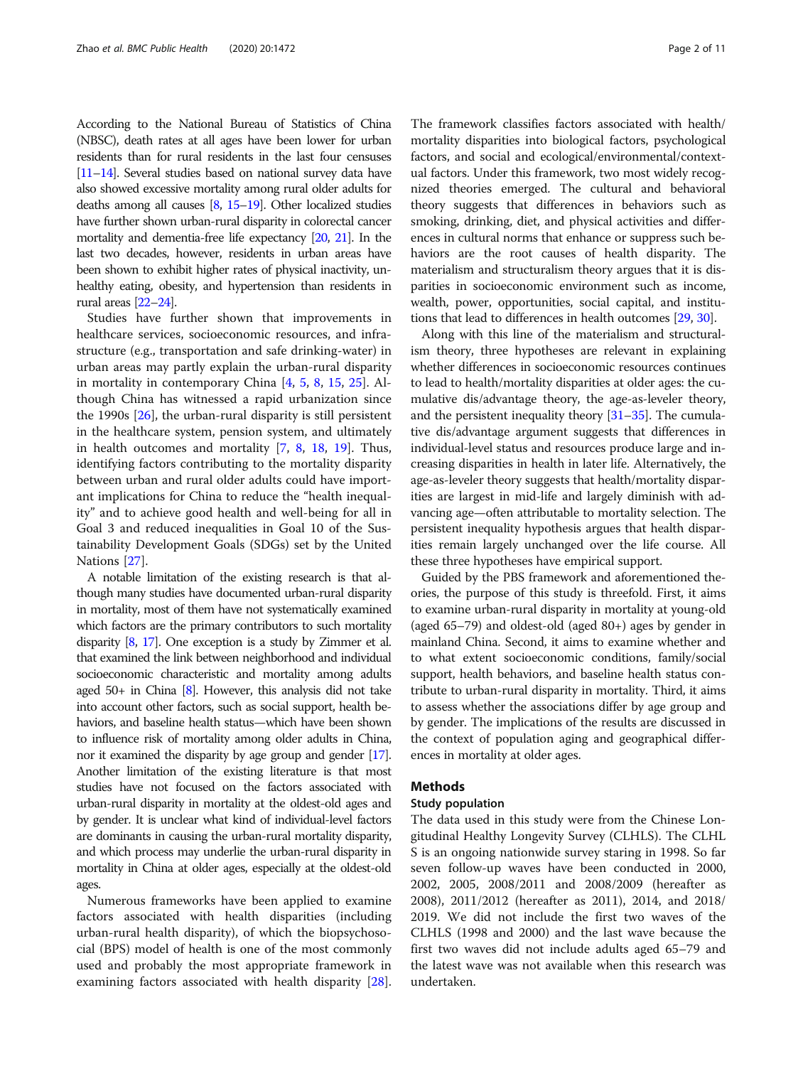According to the National Bureau of Statistics of China (NBSC), death rates at all ages have been lower for urban residents than for rural residents in the last four censuses [11–14]. Several studies based on national survey data have also showed excessive mortality among rural older adults for deaths among all causes [8, 15–19]. Other localized studies have further shown urban-rural disparity in colorectal cancer mortality and dementia-free life expectancy [20, 21]. In the last two decades, however, residents in urban areas have been shown to exhibit higher rates of physical inactivity, unhealthy eating, obesity, and hypertension than residents in rural areas [22–24].

Studies have further shown that improvements in healthcare services, socioeconomic resources, and infrastructure (e.g., transportation and safe drinking-water) in urban areas may partly explain the urban-rural disparity in mortality in contemporary China [4, 5, 8, 15, 25]. Although China has witnessed a rapid urbanization since the 1990s [26], the urban-rural disparity is still persistent in the healthcare system, pension system, and ultimately in health outcomes and mortality [7, 8, 18, 19]. Thus, identifying factors contributing to the mortality disparity between urban and rural older adults could have important implications for China to reduce the "health inequality" and to achieve good health and well-being for all in Goal 3 and reduced inequalities in Goal 10 of the Sustainability Development Goals (SDGs) set by the United Nations [27].

A notable limitation of the existing research is that although many studies have documented urban-rural disparity in mortality, most of them have not systematically examined which factors are the primary contributors to such mortality disparity [8, 17]. One exception is a study by Zimmer et al. that examined the link between neighborhood and individual socioeconomic characteristic and mortality among adults aged 50+ in China [8]. However, this analysis did not take into account other factors, such as social support, health behaviors, and baseline health status—which have been shown to influence risk of mortality among older adults in China, nor it examined the disparity by age group and gender [17]. Another limitation of the existing literature is that most studies have not focused on the factors associated with urban-rural disparity in mortality at the oldest-old ages and by gender. It is unclear what kind of individual-level factors are dominants in causing the urban-rural mortality disparity, and which process may underlie the urban-rural disparity in mortality in China at older ages, especially at the oldest-old ages.

Numerous frameworks have been applied to examine factors associated with health disparities (including urban-rural health disparity), of which the biopsychosocial (BPS) model of health is one of the most commonly used and probably the most appropriate framework in examining factors associated with health disparity [28]. The framework classifies factors associated with health/mortality disparities into biological factors, psychological factors, and social and ecological/environmental/contextual factors. Under this framework, two most widely recognized theories emerged. The cultural and behavioral theory suggests that differences in behaviors such as smoking, drinking, diet, and physical activities and differences in cultural norms that enhance or suppress such behaviors are the root causes of health disparity. The materialism and structuralism theory argues that it is disparities in socioeconomic environment such as income, wealth, power, opportunities, social capital, and institutions that lead to differences in health outcomes [29, 30].

Along with this line of the materialism and structuralism theory, three hypotheses are relevant in explaining whether differences in socioeconomic resources continues to lead to health/mortality disparities at older ages: the cumulative dis/advantage theory, the age-as-leveler theory, and the persistent inequality theory [31–35]. The cumulative dis/advantage argument suggests that differences in individual-level status and resources produce large and increasing disparities in health in later life. Alternatively, the age-as-leveler theory suggests that health/mortality disparities are largest in mid-life and largely diminish with advancing age—often attributable to mortality selection. The persistent inequality hypothesis argues that health disparities remain largely unchanged over the life course. All these three hypotheses have empirical support.

Guided by the PBS framework and aforementioned theories, the purpose of this study is threefold. First, it aims to examine urban-rural disparity in mortality at young-old (aged 65–79) and oldest-old (aged 80+) ages by gender in mainland China. Second, it aims to examine whether and to what extent socioeconomic conditions, family/social support, health behaviors, and baseline health status contribute to urban-rural disparity in mortality. Third, it aims to assess whether the associations differ by age group and by gender. The implications of the results are discussed in the context of population aging and geographical differences in mortality at older ages.

## Methods

### Study population

The data used in this study were from the Chinese Longitudinal Healthy Longevity Survey (CLHLS). The CLHLS is an ongoing nationwide survey staring in 1998. So far seven follow-up waves have been conducted in 2000, 2002, 2005, 2008/2011 and 2008/2009 (hereafter as 2008), 2011/2012 (hereafter as 2011), 2014, and 2018/2019. We did not include the first two waves of the CLHLS (1998 and 2000) and the last wave because the first two waves did not include adults aged 65–79 and the latest wave was not available when this research was undertaken.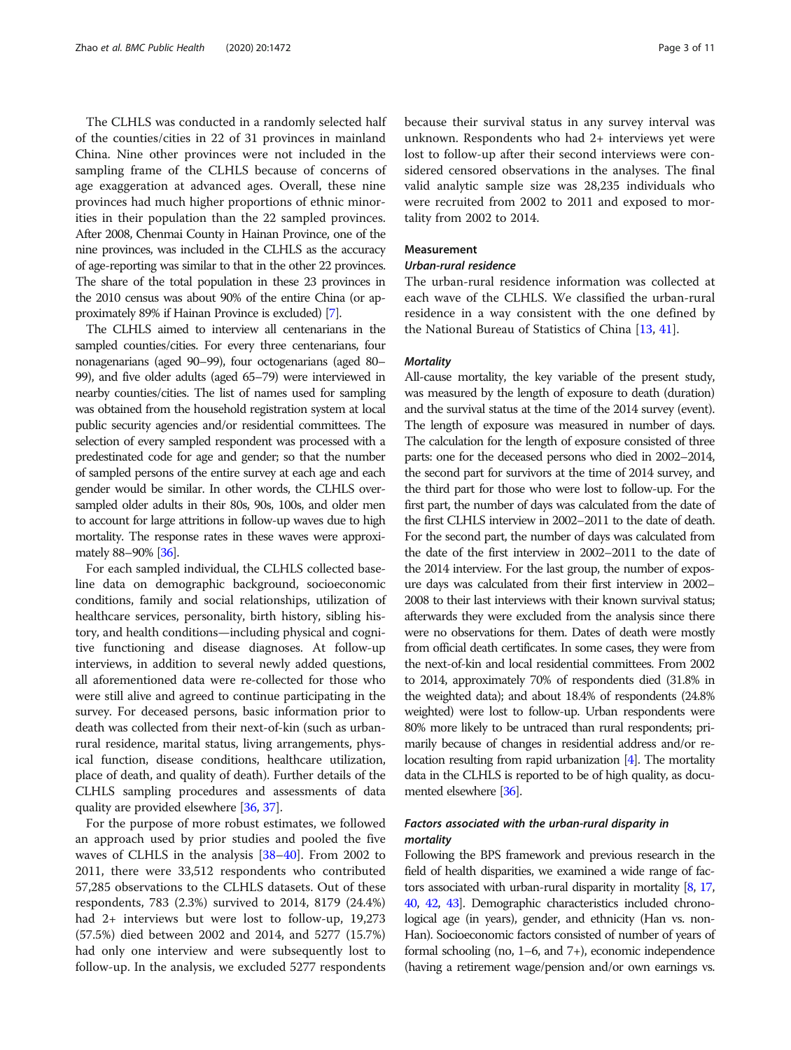The CLHLS was conducted in a randomly selected half of the counties/cities in 22 of 31 provinces in mainland China. Nine other provinces were not included in the sampling frame of the CLHLS because of concerns of age exaggeration at advanced ages. Overall, these nine provinces had much higher proportions of ethnic minorities in their population than the 22 sampled provinces. After 2008, Chenmai County in Hainan Province, one of the nine provinces, was included in the CLHLS as the accuracy of age-reporting was similar to that in the other 22 provinces. The share of the total population in these 23 provinces in the 2010 census was about 90% of the entire China (or approximately 89% if Hainan Province is excluded) [7].

The CLHLS aimed to interview all centenarians in the sampled counties/cities. For every three centenarians, four nonagenarians (aged 90–99), four octogenarians (aged 80–99), and five older adults (aged 65–79) were interviewed in nearby counties/cities. The list of names used for sampling was obtained from the household registration system at local public security agencies and/or residential committees. The selection of every sampled respondent was processed with a predestinated code for age and gender; so that the number of sampled persons of the entire survey at each age and each gender would be similar. In other words, the CLHLS oversampled older adults in their 80s, 90s, 100s, and older men to account for large attritions in follow-up waves due to high mortality. The response rates in these waves were approximately 88–90% [36].

For each sampled individual, the CLHLS collected baseline data on demographic background, socioeconomic conditions, family and social relationships, utilization of healthcare services, personality, birth history, sibling history, and health conditions—including physical and cognitive functioning and disease diagnoses. At follow-up interviews, in addition to several newly added questions, all aforementioned data were re-collected for those who were still alive and agreed to continue participating in the survey. For deceased persons, basic information prior to death was collected from their next-of-kin (such as urban-rural residence, marital status, living arrangements, physical function, disease conditions, healthcare utilization, place of death, and quality of death). Further details of the CLHLS sampling procedures and assessments of data quality are provided elsewhere [36, 37].

For the purpose of more robust estimates, we followed an approach used by prior studies and pooled the five waves of CLHLS in the analysis [38–40]. From 2002 to 2011, there were 33,512 respondents who contributed 57,285 observations to the CLHLS datasets. Out of these respondents, 783 (2.3%) survived to 2014, 8179 (24.4%) had 2+ interviews but were lost to follow-up, 19,273 (57.5%) died between 2002 and 2014, and 5277 (15.7%) had only one interview and were subsequently lost to follow-up. In the analysis, we excluded 5277 respondents because their survival status in any survey interval was unknown. Respondents who had 2+ interviews yet were lost to follow-up after their second interviews were considered censored observations in the analyses. The final valid analytic sample size was 28,235 individuals who were recruited from 2002 to 2011 and exposed to mortality from 2002 to 2014.

## Measurement

### *Urban-rural residence*

The urban-rural residence information was collected at each wave of the CLHLS. We classified the urban-rural residence in a way consistent with the one defined by the National Bureau of Statistics of China [13, 41].

### *Mortality*

All-cause mortality, the key variable of the present study, was measured by the length of exposure to death (duration) and the survival status at the time of the 2014 survey (event). The length of exposure was measured in number of days. The calculation for the length of exposure consisted of three parts: one for the deceased persons who died in 2002–2014, the second part for survivors at the time of 2014 survey, and the third part for those who were lost to follow-up. For the first part, the number of days was calculated from the date of the first CLHLS interview in 2002–2011 to the date of death. For the second part, the number of days was calculated from the date of the first interview in 2002–2011 to the date of the 2014 interview. For the last group, the number of exposure days was calculated from their first interview in 2002–2008 to their last interviews with their known survival status; afterwards they were excluded from the analysis since there were no observations for them. Dates of death were mostly from official death certificates. In some cases, they were from the next-of-kin and local residential committees. From 2002 to 2014, approximately 70% of respondents died (31.8% in the weighted data); and about 18.4% of respondents (24.8% weighted) were lost to follow-up. Urban respondents were 80% more likely to be untraced than rural respondents; primarily because of changes in residential address and/or relocation resulting from rapid urbanization [4]. The mortality data in the CLHLS is reported to be of high quality, as documented elsewhere [36].

### *Factors associated with the urban-rural disparity in mortality*

Following the BPS framework and previous research in the field of health disparities, we examined a wide range of factors associated with urban-rural disparity in mortality [8, 17, 40, 42, 43]. Demographic characteristics included chronological age (in years), gender, and ethnicity (Han vs. non-Han). Socioeconomic factors consisted of number of years of formal schooling (no, 1–6, and 7+), economic independence (having a retirement wage/pension and/or own earnings vs.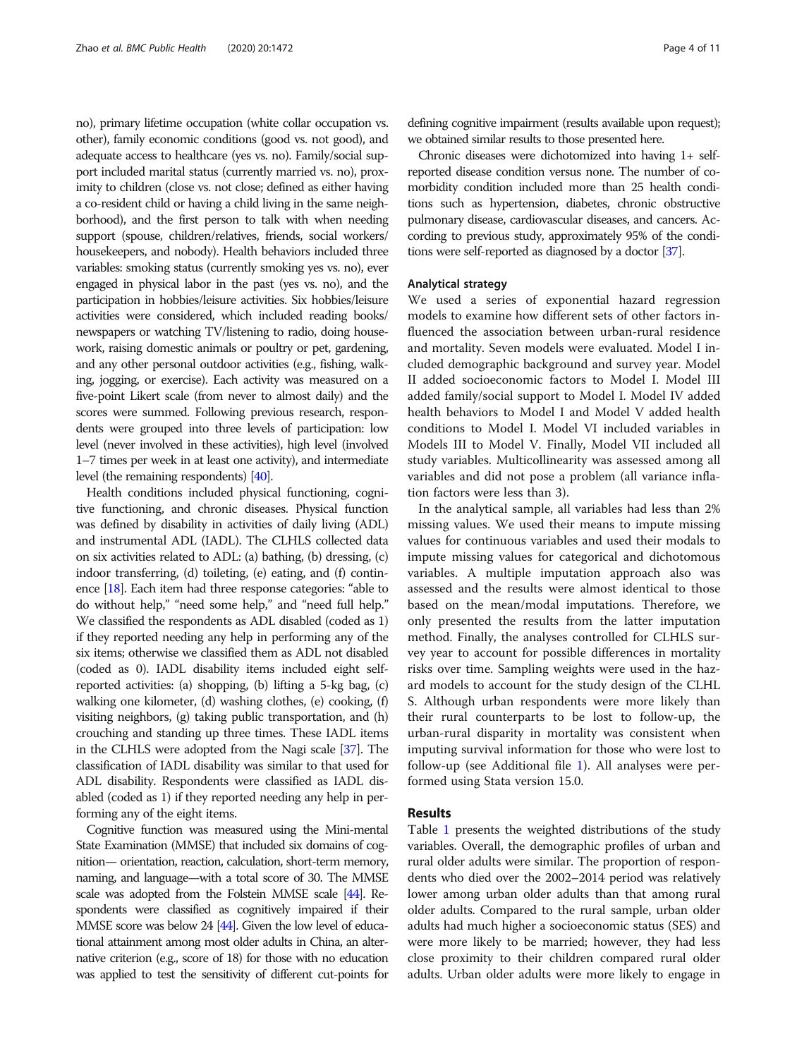no), primary lifetime occupation (white collar occupation vs. other), family economic conditions (good vs. not good), and adequate access to healthcare (yes vs. no). Family/social support included marital status (currently married vs. no), proximity to children (close vs. not close; defined as either having a co-resident child or having a child living in the same neighborhood), and the first person to talk with when needing support (spouse, children/relatives, friends, social workers/housekeepers, and nobody). Health behaviors included three variables: smoking status (currently smoking yes vs. no), ever engaged in physical labor in the past (yes vs. no), and the participation in hobbies/leisure activities. Six hobbies/leisure activities were considered, which included reading books/newspapers or watching TV/listening to radio, doing housework, raising domestic animals or poultry or pet, gardening, and any other personal outdoor activities (e.g., fishing, walking, jogging, or exercise). Each activity was measured on a five-point Likert scale (from never to almost daily) and the scores were summed. Following previous research, respondents were grouped into three levels of participation: low level (never involved in these activities), high level (involved 1–7 times per week in at least one activity), and intermediate level (the remaining respondents) [40].

Health conditions included physical functioning, cognitive functioning, and chronic diseases. Physical function was defined by disability in activities of daily living (ADL) and instrumental ADL (IADL). The CLHLS collected data on six activities related to ADL: (a) bathing, (b) dressing, (c) indoor transferring, (d) toileting, (e) eating, and (f) continence [18]. Each item had three response categories: "able to do without help," "need some help," and "need full help." We classified the respondents as ADL disabled (coded as 1) if they reported needing any help in performing any of the six items; otherwise we classified them as ADL not disabled (coded as 0). IADL disability items included eight self-reported activities: (a) shopping, (b) lifting a 5-kg bag, (c) walking one kilometer, (d) washing clothes, (e) cooking, (f) visiting neighbors, (g) taking public transportation, and (h) crouching and standing up three times. These IADL items in the CLHLS were adopted from the Nagi scale [37]. The classification of IADL disability was similar to that used for ADL disability. Respondents were classified as IADL disabled (coded as 1) if they reported needing any help in performing any of the eight items.

Cognitive function was measured using the Mini-mental State Examination (MMSE) that included six domains of cognition— orientation, reaction, calculation, short-term memory, naming, and language—with a total score of 30. The MMSE scale was adopted from the Folstein MMSE scale [44]. Respondents were classified as cognitively impaired if their MMSE score was below 24 [44]. Given the low level of educational attainment among most older adults in China, an alternative criterion (e.g., score of 18) for those with no education was applied to test the sensitivity of different cut-points for defining cognitive impairment (results available upon request); we obtained similar results to those presented here.

Chronic diseases were dichotomized into having 1+ self-reported disease condition versus none. The number of comorbidity condition included more than 25 health conditions such as hypertension, diabetes, chronic obstructive pulmonary disease, cardiovascular diseases, and cancers. According to previous study, approximately 95% of the conditions were self-reported as diagnosed by a doctor [37].

### Analytical strategy

We used a series of exponential hazard regression models to examine how different sets of other factors influenced the association between urban-rural residence and mortality. Seven models were evaluated. Model I included demographic background and survey year. Model II added socioeconomic factors to Model I. Model III added family/social support to Model I. Model IV added health behaviors to Model I and Model V added health conditions to Model I. Model VI included variables in Models III to Model V. Finally, Model VII included all study variables. Multicollinearity was assessed among all variables and did not pose a problem (all variance inflation factors were less than 3).

In the analytical sample, all variables had less than 2% missing values. We used their means to impute missing values for continuous variables and used their modals to impute missing values for categorical and dichotomous variables. A multiple imputation approach also was assessed and the results were almost identical to those based on the mean/modal imputations. Therefore, we only presented the results from the latter imputation method. Finally, the analyses controlled for CLHLS survey year to account for possible differences in mortality risks over time. Sampling weights were used in the hazard models to account for the study design of the CLHLS. Although urban respondents were more likely than their rural counterparts to be lost to follow-up, the urban-rural disparity in mortality was consistent when imputing survival information for those who were lost to follow-up (see Additional file 1). All analyses were performed using Stata version 15.0.

## Results

Table 1 presents the weighted distributions of the study variables. Overall, the demographic profiles of urban and rural older adults were similar. The proportion of respondents who died over the 2002–2014 period was relatively lower among urban older adults than that among rural older adults. Compared to the rural sample, urban older adults had much higher a socioeconomic status (SES) and were more likely to be married; however, they had less close proximity to their children compared rural older adults. Urban older adults were more likely to engage in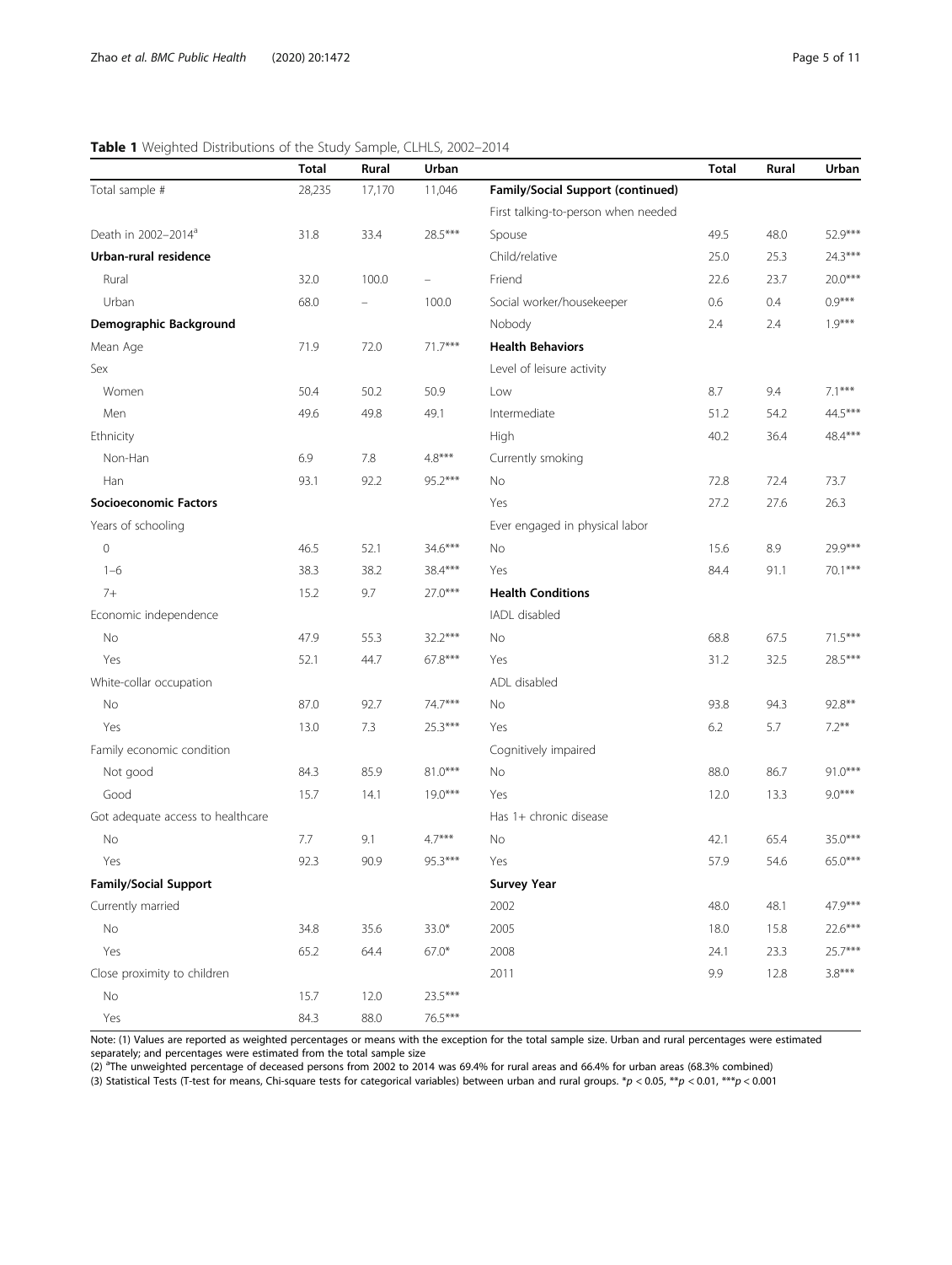**Table 1** Weighted Distributions of the Study Sample, CLHLS, 2002–2014

| | Total | Rural | Urban | | Total | Rural | Urban |
|---|---|---|---|---|---|---|---|
| Total sample # | 28,235 | 17,170 | 11,046 | **Family/Social Support (continued)** | | | |
| | | | | First talking-to-person when needed | | | |
| Death in 2002–2014[a] | 31.8 | 33.4 | 28.5*** | Spouse | 49.5 | 48.0 | 52.9*** |
| **Urban-rural residence** | | | | Child/relative | 25.0 | 25.3 | 24.3*** |
| Rural | 32.0 | 100.0 | – | Friend | 22.6 | 23.7 | 20.0*** |
| Urban | 68.0 | – | 100.0 | Social worker/housekeeper | 0.6 | 0.4 | 0.9*** |
| **Demographic Background** | | | | Nobody | 2.4 | 2.4 | 1.9*** |
| Mean Age | 71.9 | 72.0 | 71.7*** | **Health Behaviors** | | | |
| Sex | | | | Level of leisure activity | | | |
| Women | 50.4 | 50.2 | 50.9 | Low | 8.7 | 9.4 | 7.1*** |
| Men | 49.6 | 49.8 | 49.1 | Intermediate | 51.2 | 54.2 | 44.5*** |
| Ethnicity | | | | High | 40.2 | 36.4 | 48.4*** |
| Non-Han | 6.9 | 7.8 | 4.8*** | Currently smoking | | | |
| Han | 93.1 | 92.2 | 95.2*** | No | 72.8 | 72.4 | 73.7 |
| **Socioeconomic Factors** | | | | Yes | 27.2 | 27.6 | 26.3 |
| Years of schooling | | | | Ever engaged in physical labor | | | |
| 0 | 46.5 | 52.1 | 34.6*** | No | 15.6 | 8.9 | 29.9*** |
| 1–6 | 38.3 | 38.2 | 38.4*** | Yes | 84.4 | 91.1 | 70.1*** |
| 7+ | 15.2 | 9.7 | 27.0*** | **Health Conditions** | | | |
| Economic independence | | | | IADL disabled | | | |
| No | 47.9 | 55.3 | 32.2*** | No | 68.8 | 67.5 | 71.5*** |
| Yes | 52.1 | 44.7 | 67.8*** | Yes | 31.2 | 32.5 | 28.5*** |
| White-collar occupation | | | | ADL disabled | | | |
| No | 87.0 | 92.7 | 74.7*** | No | 93.8 | 94.3 | 92.8** |
| Yes | 13.0 | 7.3 | 25.3*** | Yes | 6.2 | 5.7 | 7.2** |
| Family economic condition | | | | Cognitively impaired | | | |
| Not good | 84.3 | 85.9 | 81.0*** | No | 88.0 | 86.7 | 91.0*** |
| Good | 15.7 | 14.1 | 19.0*** | Yes | 12.0 | 13.3 | 9.0*** |
| Got adequate access to healthcare | | | | Has 1+ chronic disease | | | |
| No | 7.7 | 9.1 | 4.7*** | No | 42.1 | 65.4 | 35.0*** |
| Yes | 92.3 | 90.9 | 95.3*** | Yes | 57.9 | 54.6 | 65.0*** |
| **Family/Social Support** | | | | **Survey Year** | | | |
| Currently married | | | | 2002 | 48.0 | 48.1 | 47.9*** |
| No | 34.8 | 35.6 | 33.0* | 2005 | 18.0 | 15.8 | 22.6*** |
| Yes | 65.2 | 64.4 | 67.0* | 2008 | 24.1 | 23.3 | 25.7*** |
| Close proximity to children | | | | 2011 | 9.9 | 12.8 | 3.8*** |
| No | 15.7 | 12.0 | 23.5*** | | | | |
| Yes | 84.3 | 88.0 | 76.5*** | | | | |

Note: (1) Values are reported as weighted percentages or means with the exception for the total sample size. Urban and rural percentages were estimated separately; and percentages were estimated from the total sample size

(2) [a]The unweighted percentage of deceased persons from 2002 to 2014 was 69.4% for rural areas and 66.4% for urban areas (68.3% combined)

(3) Statistical Tests (T-test for means, Chi-square tests for categorical variables) between urban and rural groups. \* $p < 0.05$, \*\* $p < 0.01$, \*\*\* $p < 0.001$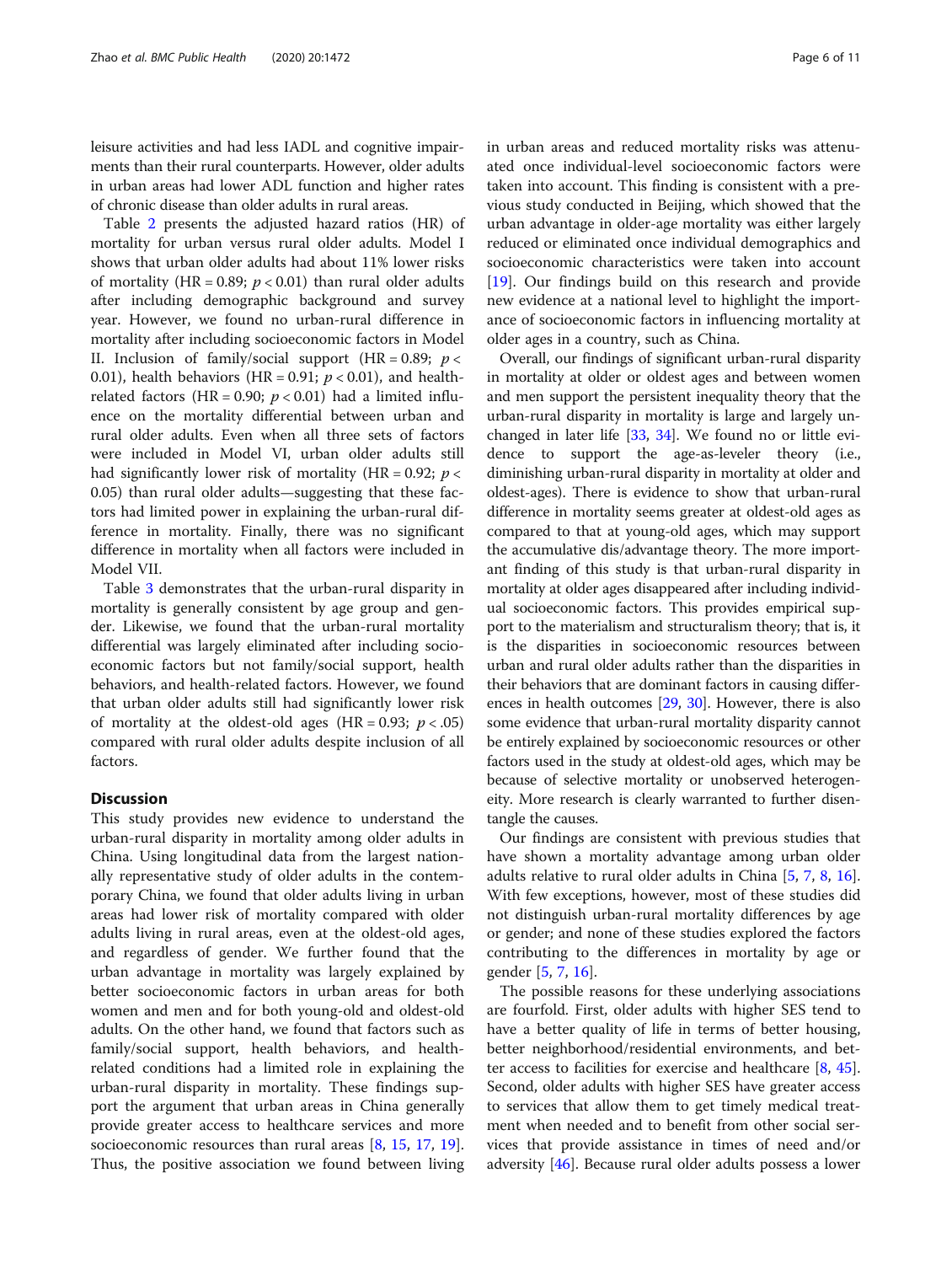leisure activities and had less IADL and cognitive impairments than their rural counterparts. However, older adults in urban areas had lower ADL function and higher rates of chronic disease than older adults in rural areas.

Table 2 presents the adjusted hazard ratios (HR) of mortality for urban versus rural older adults. Model I shows that urban older adults had about 11% lower risks of mortality (HR = 0.89; $p < 0.01$) than rural older adults after including demographic background and survey year. However, we found no urban-rural difference in mortality after including socioeconomic factors in Model II. Inclusion of family/social support (HR = 0.89; $p < 0.01$), health behaviors (HR = 0.91; $p < 0.01$), and health-related factors (HR = 0.90; $p < 0.01$) had a limited influence on the mortality differential between urban and rural older adults. Even when all three sets of factors were included in Model VI, urban older adults still had significantly lower risk of mortality (HR = 0.92; $p < 0.05$) than rural older adults—suggesting that these factors had limited power in explaining the urban-rural difference in mortality. Finally, there was no significant difference in mortality when all factors were included in Model VII.

Table 3 demonstrates that the urban-rural disparity in mortality is generally consistent by age group and gender. Likewise, we found that the urban-rural mortality differential was largely eliminated after including socioeconomic factors but not family/social support, health behaviors, and health-related factors. However, we found that urban older adults still had significantly lower risk of mortality at the oldest-old ages (HR = 0.93; $p < .05$) compared with rural older adults despite inclusion of all factors.

## Discussion

This study provides new evidence to understand the urban-rural disparity in mortality among older adults in China. Using longitudinal data from the largest nationally representative study of older adults in the contemporary China, we found that older adults living in urban areas had lower risk of mortality compared with older adults living in rural areas, even at the oldest-old ages, and regardless of gender. We further found that the urban advantage in mortality was largely explained by better socioeconomic factors in urban areas for both women and men and for both young-old and oldest-old adults. On the other hand, we found that factors such as family/social support, health behaviors, and health-related conditions had a limited role in explaining the urban-rural disparity in mortality. These findings support the argument that urban areas in China generally provide greater access to healthcare services and more socioeconomic resources than rural areas [8, 15, 17, 19]. Thus, the positive association we found between living in urban areas and reduced mortality risks was attenuated once individual-level socioeconomic factors were taken into account. This finding is consistent with a previous study conducted in Beijing, which showed that the urban advantage in older-age mortality was either largely reduced or eliminated once individual demographics and socioeconomic characteristics were taken into account [19]. Our findings build on this research and provide new evidence at a national level to highlight the importance of socioeconomic factors in influencing mortality at older ages in a country, such as China.

Overall, our findings of significant urban-rural disparity in mortality at older or oldest ages and between women and men support the persistent inequality theory that the urban-rural disparity in mortality is large and largely unchanged in later life [33, 34]. We found no or little evidence to support the age-as-leveler theory (i.e., diminishing urban-rural disparity in mortality at older and oldest-ages). There is evidence to show that urban-rural difference in mortality seems greater at oldest-old ages as compared to that at young-old ages, which may support the accumulative dis/advantage theory. The more important finding of this study is that urban-rural disparity in mortality at older ages disappeared after including individual socioeconomic factors. This provides empirical support to the materialism and structuralism theory; that is, it is the disparities in socioeconomic resources between urban and rural older adults rather than the disparities in their behaviors that are dominant factors in causing differences in health outcomes [29, 30]. However, there is also some evidence that urban-rural mortality disparity cannot be entirely explained by socioeconomic resources or other factors used in the study at oldest-old ages, which may be because of selective mortality or unobserved heterogeneity. More research is clearly warranted to further disentangle the causes.

Our findings are consistent with previous studies that have shown a mortality advantage among urban older adults relative to rural older adults in China [5, 7, 8, 16]. With few exceptions, however, most of these studies did not distinguish urban-rural mortality differences by age or gender; and none of these studies explored the factors contributing to the differences in mortality by age or gender [5, 7, 16].

The possible reasons for these underlying associations are fourfold. First, older adults with higher SES tend to have a better quality of life in terms of better housing, better neighborhood/residential environments, and better access to facilities for exercise and healthcare [8, 45]. Second, older adults with higher SES have greater access to services that allow them to get timely medical treatment when needed and to benefit from other social services that provide assistance in times of need and/or adversity [46]. Because rural older adults possess a lower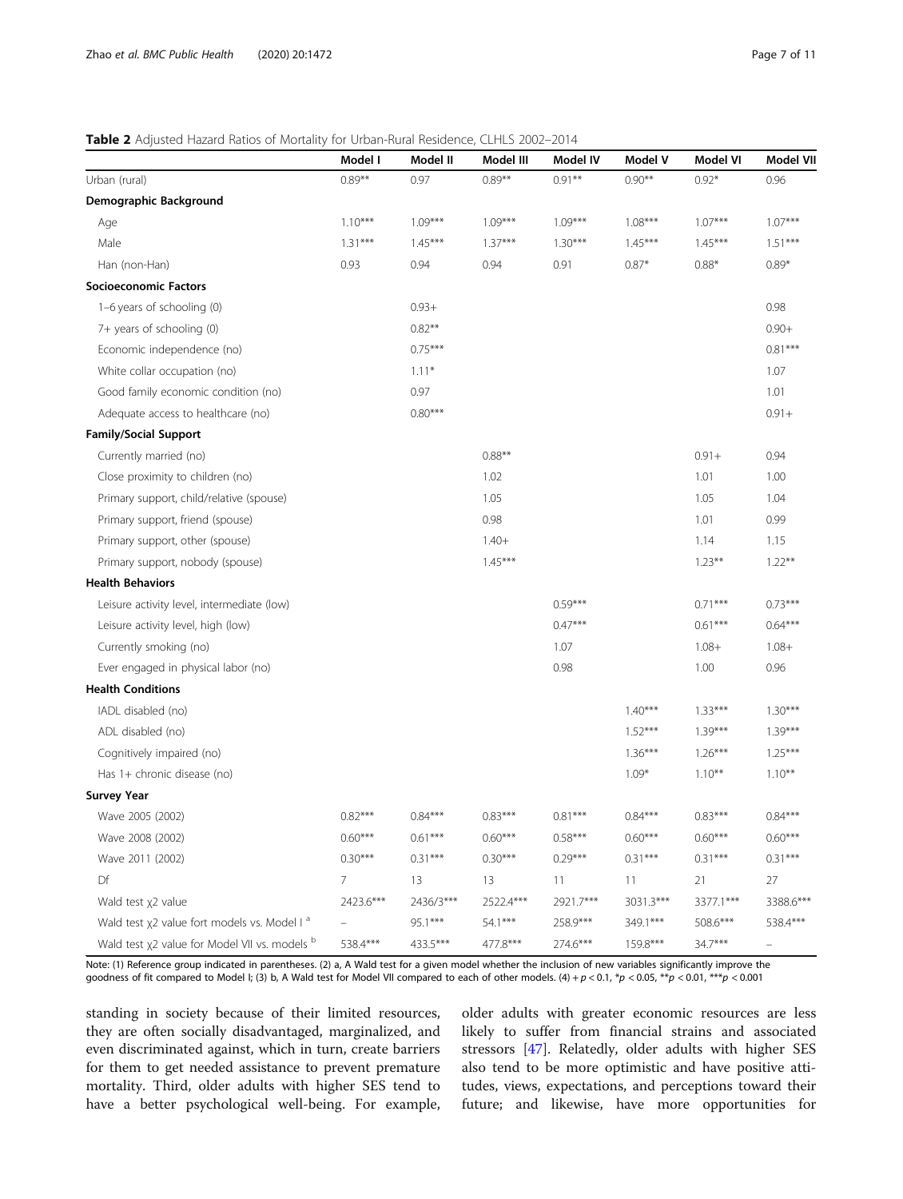**Table 2** Adjusted Hazard Ratios of Mortality for Urban-Rural Residence, CLHLS 2002–2014

| | Model I | Model II | Model III | Model IV | Model V | Model VI | Model VII |
|---|---|---|---|---|---|---|---|
| Urban (rural) | 0.89** | 0.97 | 0.89** | 0.91** | 0.90** | 0.92* | 0.96 |
| **Demographic Background** | | | | | | | |
| Age | 1.10*** | 1.09*** | 1.09*** | 1.09*** | 1.08*** | 1.07*** | 1.07*** |
| Male | 1.31*** | 1.45*** | 1.37*** | 1.30*** | 1.45*** | 1.45*** | 1.51*** |
| Han (non-Han) | 0.93 | 0.94 | 0.94 | 0.91 | 0.87* | 0.88* | 0.89* |
| **Socioeconomic Factors** | | | | | | | |
| 1–6 years of schooling (0) | | 0.93+ | | | | | 0.98 |
| 7+ years of schooling (0) | | 0.82** | | | | | 0.90+ |
| Economic independence (no) | | 0.75*** | | | | | 0.81*** |
| White collar occupation (no) | | 1.11* | | | | | 1.07 |
| Good family economic condition (no) | | 0.97 | | | | | 1.01 |
| Adequate access to healthcare (no) | | 0.80*** | | | | | 0.91+ |
| **Family/Social Support** | | | | | | | |
| Currently married (no) | | | 0.88** | | | 0.91+ | 0.94 |
| Close proximity to children (no) | | | 1.02 | | | 1.01 | 1.00 |
| Primary support, child/relative (spouse) | | | 1.05 | | | 1.05 | 1.04 |
| Primary support, friend (spouse) | | | 0.98 | | | 1.01 | 0.99 |
| Primary support, other (spouse) | | | 1.40+ | | | 1.14 | 1.15 |
| Primary support, nobody (spouse) | | | 1.45*** | | | 1.23** | 1.22** |
| **Health Behaviors** | | | | | | | |
| Leisure activity level, intermediate (low) | | | | 0.59*** | | 0.71*** | 0.73*** |
| Leisure activity level, high (low) | | | | 0.47*** | | 0.61*** | 0.64*** |
| Currently smoking (no) | | | | 1.07 | | 1.08+ | 1.08+ |
| Ever engaged in physical labor (no) | | | | 0.98 | | 1.00 | 0.96 |
| **Health Conditions** | | | | | | | |
| IADL disabled (no) | | | | | 1.40*** | 1.33*** | 1.30*** |
| ADL disabled (no) | | | | | 1.52*** | 1.39*** | 1.39*** |
| Cognitively impaired (no) | | | | | 1.36*** | 1.26*** | 1.25*** |
| Has 1+ chronic disease (no) | | | | | 1.09* | 1.10** | 1.10** |
| **Survey Year** | | | | | | | |
| Wave 2005 (2002) | 0.82*** | 0.84*** | 0.83*** | 0.81*** | 0.84*** | 0.83*** | 0.84*** |
| Wave 2008 (2002) | 0.60*** | 0.61*** | 0.60*** | 0.58*** | 0.60*** | 0.60*** | 0.60*** |
| Wave 2011 (2002) | 0.30*** | 0.31*** | 0.30*** | 0.29*** | 0.31*** | 0.31*** | 0.31*** |
| Df | 7 | 13 | 13 | 11 | 11 | 21 | 27 |
| Wald test $\chi 2$ value | 2423.6*** | 2436/3*** | 2522.4*** | 2921.7*** | 3031.3*** | 3377.1*** | 3388.6*** |
| Wald test $\chi 2$ value fort models vs. Model I [a] | – | 95.1*** | 54.1*** | 258.9*** | 349.1*** | 508.6*** | 538.4*** |
| Wald test $\chi 2$ value for Model VII vs. models [b] | 538.4*** | 433.5*** | 477.8*** | 274.6*** | 159.8*** | 34.7*** | – |

Note: (1) Reference group indicated in parentheses. (2) a, A Wald test for a given model whether the inclusion of new variables significantly improve the goodness of fit compared to Model I; (3) b, A Wald test for Model VII compared to each of other models. (4) + $p < 0.1$, * $p < 0.05$, ** $p < 0.01$, *** $p < 0.001$

standing in society because of their limited resources, they are often socially disadvantaged, marginalized, and even discriminated against, which in turn, create barriers for them to get needed assistance to prevent premature mortality. Third, older adults with higher SES tend to have a better psychological well-being. For example, older adults with greater economic resources are less likely to suffer from financial strains and associated stressors [47]. Relatedly, older adults with higher SES also tend to be more optimistic and have positive attitudes, views, expectations, and perceptions toward their future; and likewise, have more opportunities for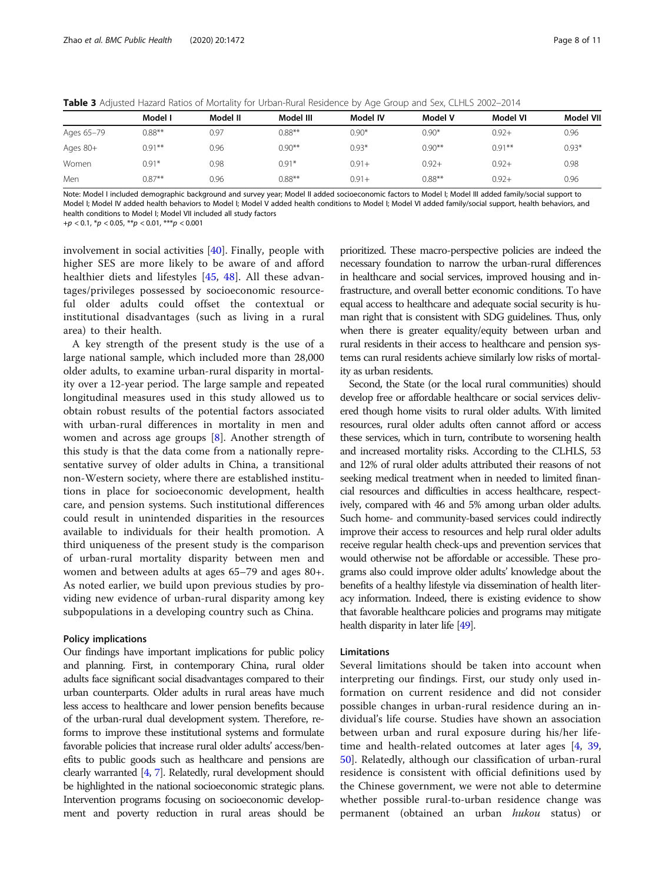**Table 3** Adjusted Hazard Ratios of Mortality for Urban-Rural Residence by Age Group and Sex, CLHLS 2002–2014

| | Model I | Model II | Model III | Model IV | Model V | Model VI | Model VII |
|---|---|---|---|---|---|---|---|
| Ages 65–79 | 0.88** | 0.97 | 0.88** | 0.90* | 0.90* | 0.92+ | 0.96 |
| Ages 80+ | 0.91** | 0.96 | 0.90** | 0.93* | 0.90** | 0.91** | 0.93* |
| Women | 0.91* | 0.98 | 0.91* | 0.91+ | 0.92+ | 0.92+ | 0.98 |
| Men | 0.87** | 0.96 | 0.88** | 0.91+ | 0.88** | 0.92+ | 0.96 |

Note: Model I included demographic background and survey year; Model II added socioeconomic factors to Model I; Model III added family/social support to Model I; Model IV added health behaviors to Model I; Model V added health conditions to Model I; Model VI added family/social support, health behaviors, and health conditions to Model I; Model VII included all study factors

+$p < 0.1$, *$p < 0.05$, **$p < 0.01$, ***$p < 0.001$

involvement in social activities [40]. Finally, people with higher SES are more likely to be aware of and afford healthier diets and lifestyles [45, 48]. All these advantages/privileges possessed by socioeconomic resourceful older adults could offset the contextual or institutional disadvantages (such as living in a rural area) to their health.

A key strength of the present study is the use of a large national sample, which included more than 28,000 older adults, to examine urban-rural disparity in mortality over a 12-year period. The large sample and repeated longitudinal measures used in this study allowed us to obtain robust results of the potential factors associated with urban-rural differences in mortality in men and women and across age groups [8]. Another strength of this study is that the data come from a nationally representative survey of older adults in China, a transitional non-Western society, where there are established institutions in place for socioeconomic development, health care, and pension systems. Such institutional differences could result in unintended disparities in the resources available to individuals for their health promotion. A third uniqueness of the present study is the comparison of urban-rural mortality disparity between men and women and between adults at ages 65–79 and ages 80+. As noted earlier, we build upon previous studies by providing new evidence of urban-rural disparity among key subpopulations in a developing country such as China.

### Policy implications

Our findings have important implications for public policy and planning. First, in contemporary China, rural older adults face significant social disadvantages compared to their urban counterparts. Older adults in rural areas have much less access to healthcare and lower pension benefits because of the urban-rural dual development system. Therefore, reforms to improve these institutional systems and formulate favorable policies that increase rural older adults' access/benefits to public goods such as healthcare and pensions are clearly warranted [4, 7]. Relatedly, rural development should be highlighted in the national socioeconomic strategic plans. Intervention programs focusing on socioeconomic development and poverty reduction in rural areas should be prioritized. These macro-perspective policies are indeed the necessary foundation to narrow the urban-rural differences in healthcare and social services, improved housing and infrastructure, and overall better economic conditions. To have equal access to healthcare and adequate social security is human right that is consistent with SDG guidelines. Thus, only when there is greater equality/equity between urban and rural residents in their access to healthcare and pension systems can rural residents achieve similarly low risks of mortality as urban residents.

Second, the State (or the local rural communities) should develop free or affordable healthcare or social services delivered though home visits to rural older adults. With limited resources, rural older adults often cannot afford or access these services, which in turn, contribute to worsening health and increased mortality risks. According to the CLHLS, 53 and 12% of rural older adults attributed their reasons of not seeking medical treatment when in needed to limited financial resources and difficulties in access healthcare, respectively, compared with 46 and 5% among urban older adults. Such home- and community-based services could indirectly improve their access to resources and help rural older adults receive regular health check-ups and prevention services that would otherwise not be affordable or accessible. These programs also could improve older adults' knowledge about the benefits of a healthy lifestyle via dissemination of health literacy information. Indeed, there is existing evidence to show that favorable healthcare policies and programs may mitigate health disparity in later life [49].

### Limitations

Several limitations should be taken into account when interpreting our findings. First, our study only used information on current residence and did not consider possible changes in urban-rural residence during an individual's life course. Studies have shown an association between urban and rural exposure during his/her lifetime and health-related outcomes at later ages [4, 39, 50]. Relatedly, although our classification of urban-rural residence is consistent with official definitions used by the Chinese government, we were not able to determine whether possible rural-to-urban residence change was permanent (obtained an urban *hukou* status) or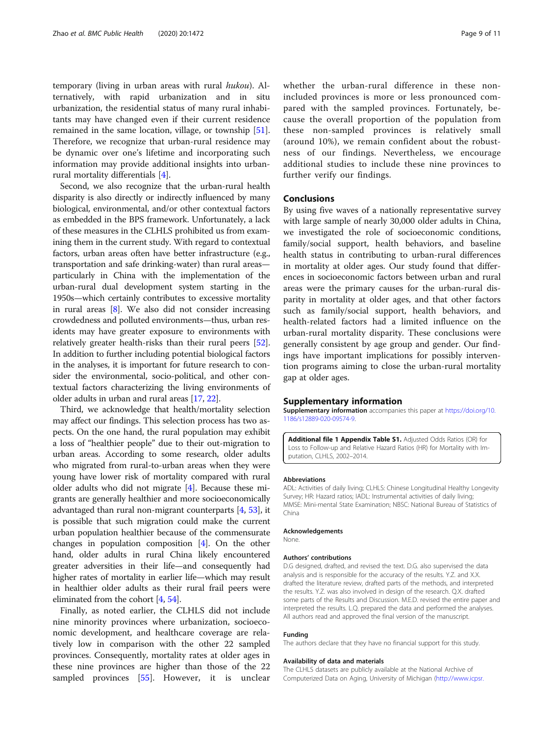temporary (living in urban areas with rural *hukou*). Alternatively, with rapid urbanization and in situ urbanization, the residential status of many rural inhabitants may have changed even if their current residence remained in the same location, village, or township [51]. Therefore, we recognize that urban-rural residence may be dynamic over one's lifetime and incorporating such information may provide additional insights into urban-rural mortality differentials [4].

Second, we also recognize that the urban-rural health disparity is also directly or indirectly influenced by many biological, environmental, and/or other contextual factors as embedded in the BPS framework. Unfortunately, a lack of these measures in the CLHLS prohibited us from examining them in the current study. With regard to contextual factors, urban areas often have better infrastructure (e.g., transportation and safe drinking-water) than rural areas—particularly in China with the implementation of the urban-rural dual development system starting in the 1950s—which certainly contributes to excessive mortality in rural areas [8]. We also did not consider increasing crowdedness and polluted environments—thus, urban residents may have greater exposure to environments with relatively greater health-risks than their rural peers [52]. In addition to further including potential biological factors in the analyses, it is important for future research to consider the environmental, socio-political, and other contextual factors characterizing the living environments of older adults in urban and rural areas [17, 22].

Third, we acknowledge that health/mortality selection may affect our findings. This selection process has two aspects. On the one hand, the rural population may exhibit a loss of "healthier people" due to their out-migration to urban areas. According to some research, older adults who migrated from rural-to-urban areas when they were young have lower risk of mortality compared with rural older adults who did not migrate [4]. Because these migrants are generally healthier and more socioeconomically advantaged than rural non-migrant counterparts [4, 53], it is possible that such migration could make the current urban population healthier because of the commensurate changes in population composition [4]. On the other hand, older adults in rural China likely encountered greater adversities in their life—and consequently had higher rates of mortality in earlier life—which may result in healthier older adults as their rural frail peers were eliminated from the cohort [4, 54].

Finally, as noted earlier, the CLHLS did not include nine minority provinces where urbanization, socioeconomic development, and healthcare coverage are relatively low in comparison with the other 22 sampled provinces. Consequently, mortality rates at older ages in these nine provinces are higher than those of the 22 sampled provinces [55]. However, it is unclear whether the urban-rural difference in these non-included provinces is more or less pronounced compared with the sampled provinces. Fortunately, because the overall proportion of the population from these non-sampled provinces is relatively small (around 10%), we remain confident about the robustness of our findings. Nevertheless, we encourage additional studies to include these nine provinces to further verify our findings.

## Conclusions

By using five waves of a nationally representative survey with large sample of nearly 30,000 older adults in China, we investigated the role of socioeconomic conditions, family/social support, health behaviors, and baseline health status in contributing to urban-rural differences in mortality at older ages. Our study found that differences in socioeconomic factors between urban and rural areas were the primary causes for the urban-rural disparity in mortality at older ages, and that other factors such as family/social support, health behaviors, and health-related factors had a limited influence on the urban-rural mortality disparity. These conclusions were generally consistent by age group and gender. Our findings have important implications for possibly intervention programs aiming to close the urban-rural mortality gap at older ages.

## Supplementary information

**Supplementary information** accompanies this paper at https://doi.org/10.1186/s12889-020-09574-9.

**Additional file 1 Appendix Table S1.** Adjusted Odds Ratios (OR) for Loss to Follow-up and Relative Hazard Ratios (HR) for Mortality with Imputation, CLHLS, 2002–2014.

#### Abbreviations

ADL: Activities of daily living; CLHLS: Chinese Longitudinal Healthy Longevity Survey; HR: Hazard ratios; IADL: Instrumental activities of daily living; MMSE: Mini-mental State Examination; NBSC: National Bureau of Statistics of China

#### Acknowledgements

None.

#### Authors' contributions

D.G designed, drafted, and revised the text. D.G. also supervised the data analysis and is responsible for the accuracy of the results. Y.Z. and X.X. drafted the literature review, drafted parts of the methods, and interpreted the results. Y.Z. was also involved in design of the research. Q.X. drafted some parts of the Results and Discussion. M.E.D. revised the entire paper and interpreted the results. L.Q. prepared the data and performed the analyses. All authors read and approved the final version of the manuscript.

#### Funding

The authors declare that they have no financial support for this study.

#### Availability of data and materials

The CLHLS datasets are publicly available at the National Archive of Computerized Data on Aging, University of Michigan (http://www.icpsr.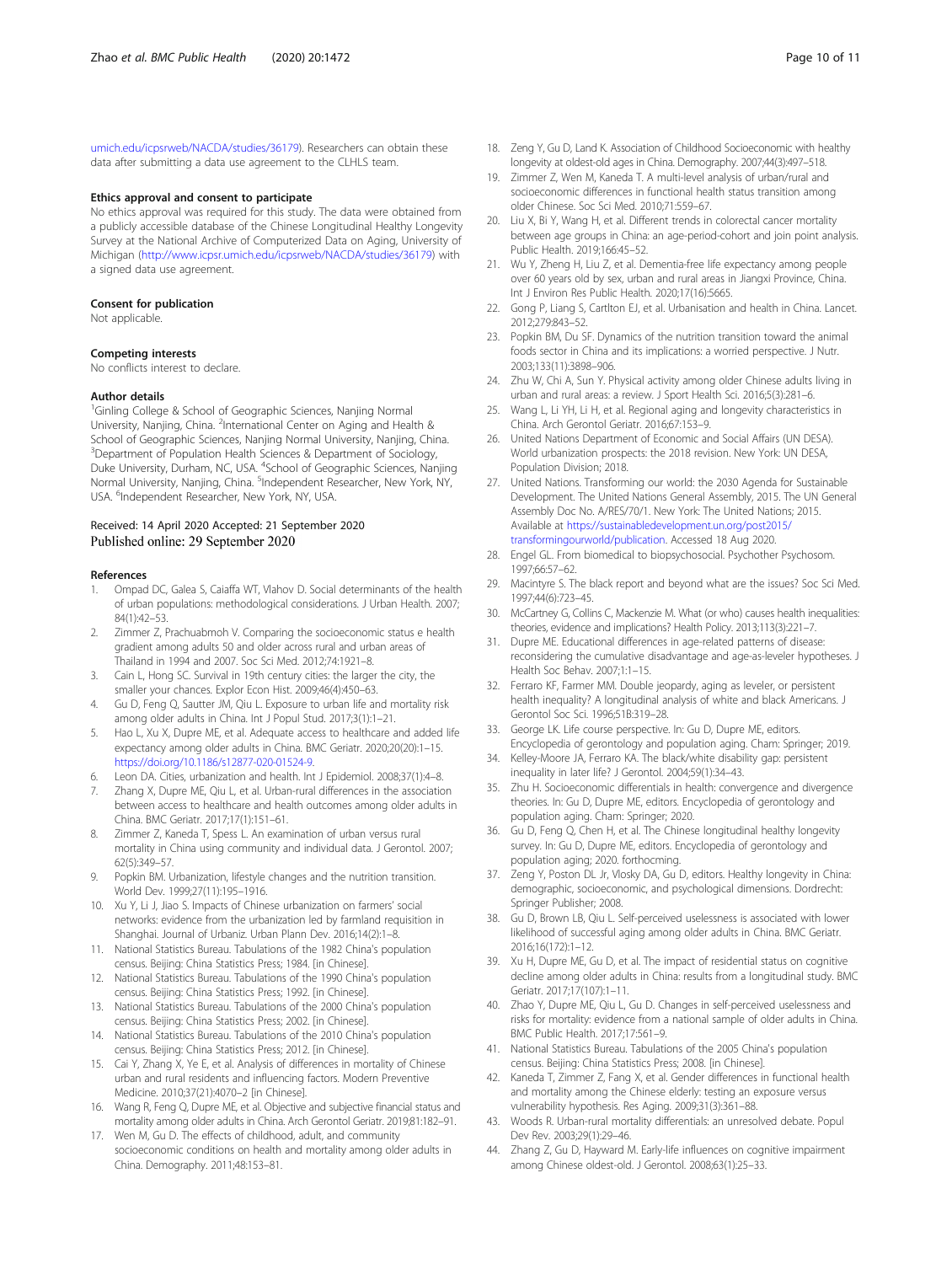umich.edu/icpsrweb/NACDA/studies/36179). Researchers can obtain these data after submitting a data use agreement to the CLHLS team.

### Ethics approval and consent to participate

No ethics approval was required for this study. The data were obtained from a publicly accessible database of the Chinese Longitudinal Healthy Longevity Survey at the National Archive of Computerized Data on Aging, University of Michigan (http://www.icpsr.umich.edu/icpsrweb/NACDA/studies/36179) with a signed data use agreement.

### Consent for publication

Not applicable.

### Competing interests

No conflicts interest to declare.

### Author details

[1]Ginling College & School of Geographic Sciences, Nanjing Normal University, Nanjing, China. [2]International Center on Aging and Health & School of Geographic Sciences, Nanjing Normal University, Nanjing, China. [3]Department of Population Health Sciences & Department of Sociology, Duke University, Durham, NC, USA. [4]School of Geographic Sciences, Nanjing Normal University, Nanjing, China. [5]Independent Researcher, New York, NY, USA. [6]Independent Researcher, New York, NY, USA.

Received: 14 April 2020 Accepted: 21 September 2020
Published online: 29 September 2020

### References

1. Ompad DC, Galea S, Caiaffa WT, Vlahov D. Social determinants of the health of urban populations: methodological considerations. J Urban Health. 2007; 84(1):42–53.
2. Zimmer Z, Prachuabmoh V. Comparing the socioeconomic status e health gradient among adults 50 and older across rural and urban areas of Thailand in 1994 and 2007. Soc Sci Med. 2012;74:1921–8.
3. Cain L, Hong SC. Survival in 19th century cities: the larger the city, the smaller your chances. Explor Econ Hist. 2009;46(4):450–63.
4. Gu D, Feng Q, Sautter JM, Qiu L. Exposure to urban life and mortality risk among older adults in China. Int J Popul Stud. 2017;3(1):1–21.
5. Hao L, Xu X, Dupre ME, et al. Adequate access to healthcare and added life expectancy among older adults in China. BMC Geriatr. 2020;20(20):1–15. https://doi.org/10.1186/s12877-020-01524-9.
6. Leon DA. Cities, urbanization and health. Int J Epidemiol. 2008;37(1):4–8.
7. Zhang X, Dupre ME, Qiu L, et al. Urban-rural differences in the association between access to healthcare and health outcomes among older adults in China. BMC Geriatr. 2017;17(1):151–61.
8. Zimmer Z, Kaneda T, Spess L. An examination of urban versus rural mortality in China using community and individual data. J Gerontol. 2007; 62(5):349–57.
9. Popkin BM. Urbanization, lifestyle changes and the nutrition transition. World Dev. 1999;27(11):195–1916.
10. Xu Y, Li J, Jiao S. Impacts of Chinese urbanization on farmers' social networks: evidence from the urbanization led by farmland requisition in Shanghai. Journal of Urbaniz. Urban Plann Dev. 2016;14(2):1–8.
11. National Statistics Bureau. Tabulations of the 1982 China's population census. Beijing: China Statistics Press; 1984. [in Chinese].
12. National Statistics Bureau. Tabulations of the 1990 China's population census. Beijing: China Statistics Press; 1992. [in Chinese].
13. National Statistics Bureau. Tabulations of the 2000 China's population census. Beijing: China Statistics Press; 2002. [in Chinese].
14. National Statistics Bureau. Tabulations of the 2010 China's population census. Beijing: China Statistics Press; 2012. [in Chinese].
15. Cai Y, Zhang X, Ye E, et al. Analysis of differences in mortality of Chinese urban and rural residents and influencing factors. Modern Preventive Medicine. 2010;37(21):4070–2 [in Chinese].
16. Wang R, Feng Q, Dupre ME, et al. Objective and subjective financial status and mortality among older adults in China. Arch Gerontol Geriatr. 2019;81:182–91.
17. Wen M, Gu D. The effects of childhood, adult, and community socioeconomic conditions on health and mortality among older adults in China. Demography. 2011;48:153–81.
18. Zeng Y, Gu D, Land K. Association of Childhood Socioeconomic with healthy longevity at oldest-old ages in China. Demography. 2007;44(3):497–518.
19. Zimmer Z, Wen M, Kaneda T. A multi-level analysis of urban/rural and socioeconomic differences in functional health status transition among older Chinese. Soc Sci Med. 2010;71:559–67.
20. Liu X, Bi Y, Wang H, et al. Different trends in colorectal cancer mortality between age groups in China: an age-period-cohort and join point analysis. Public Health. 2019;166:45–52.
21. Wu Y, Zheng H, Liu Z, et al. Dementia-free life expectancy among people over 60 years old by sex, urban and rural areas in Jiangxi Province, China. Int J Environ Res Public Health. 2020;17(16):5665.
22. Gong P, Liang S, Cartlton EJ, et al. Urbanisation and health in China. Lancet. 2012;279:843–52.
23. Popkin BM, Du SF. Dynamics of the nutrition transition toward the animal foods sector in China and its implications: a worried perspective. J Nutr. 2003;133(11):3898–906.
24. Zhu W, Chi A, Sun Y. Physical activity among older Chinese adults living in urban and rural areas: a review. J Sport Health Sci. 2016;5(3):281–6.
25. Wang L, Li YH, Li H, et al. Regional aging and longevity characteristics in China. Arch Gerontol Geriatr. 2016;67:153–9.
26. United Nations Department of Economic and Social Affairs (UN DESA). World urbanization prospects: the 2018 revision. New York: UN DESA, Population Division; 2018.
27. United Nations. Transforming our world: the 2030 Agenda for Sustainable Development. The United Nations General Assembly, 2015. The UN General Assembly Doc No. A/RES/70/1. New York: The United Nations; 2015. Available at https://sustainabledevelopment.un.org/post2015/transformingourworld/publication. Accessed 18 Aug 2020.
28. Engel GL. From biomedical to biopsychosocial. Psychother Psychosom. 1997;66:57–62.
29. Macintyre S. The black report and beyond what are the issues? Soc Sci Med. 1997;44(6):723–45.
30. McCartney G, Collins C, Mackenzie M. What (or who) causes health inequalities: theories, evidence and implications? Health Policy. 2013;113(3):221–7.
31. Dupre ME. Educational differences in age-related patterns of disease: reconsidering the cumulative disadvantage and age-as-leveler hypotheses. J Health Soc Behav. 2007;1:1–15.
32. Ferraro KF, Farmer MM. Double jeopardy, aging as leveler, or persistent health inequality? A longitudinal analysis of white and black Americans. J Gerontol Soc Sci. 1996;51B:319–28.
33. George LK. Life course perspective. In: Gu D, Dupre ME, editors. Encyclopedia of gerontology and population aging. Cham: Springer; 2019.
34. Kelley-Moore JA, Ferraro KA. The black/white disability gap: persistent inequality in later life? J Gerontol. 2004;59(1):34–43.
35. Zhu H. Socioeconomic differentials in health: convergence and divergence theories. In: Gu D, Dupre ME, editors. Encyclopedia of gerontology and population aging. Cham: Springer; 2020.
36. Gu D, Feng Q, Chen H, et al. The Chinese longitudinal healthy longevity survey. In: Gu D, Dupre ME, editors. Encyclopedia of gerontology and population aging; 2020. forthocming.
37. Zeng Y, Poston DL Jr, Vlosky DA, Gu D, editors. Healthy longevity in China: demographic, socioeconomic, and psychological dimensions. Dordrecht: Springer Publisher; 2008.
38. Gu D, Brown LB, Qiu L. Self-perceived uselessness is associated with lower likelihood of successful aging among older adults in China. BMC Geriatr. 2016;16(172):1–12.
39. Xu H, Dupre ME, Gu D, et al. The impact of residential status on cognitive decline among older adults in China: results from a longitudinal study. BMC Geriatr. 2017;17(107):1–11.
40. Zhao Y, Dupre ME, Qiu L, Gu D. Changes in self-perceived uselessness and risks for mortality: evidence from a national sample of older adults in China. BMC Public Health. 2017;17:561–9.
41. National Statistics Bureau. Tabulations of the 2005 China's population census. Beijing: China Statistics Press; 2008. [in Chinese].
42. Kaneda T, Zimmer Z, Fang X, et al. Gender differences in functional health and mortality among the Chinese elderly: testing an exposure versus vulnerability hypothesis. Res Aging. 2009;31(3):361–88.
43. Woods R. Urban-rural mortality differentials: an unresolved debate. Popul Dev Rev. 2003;29(1):29–46.
44. Zhang Z, Gu D, Hayward M. Early-life influences on cognitive impairment among Chinese oldest-old. J Gerontol. 2008;63(1):25–33.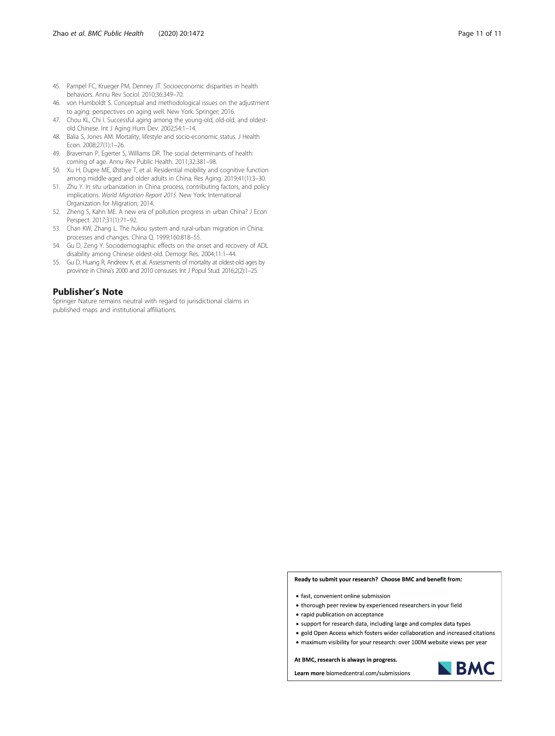45. Pampel FC, Krueger PM, Denney JT. Socioeconomic disparities in health behaviors. Annu Rev Sociol. 2010;36:349–70.
46. von Humboldt S. Conceptual and methodological issues on the adjustment to aging: perspectives on aging well. New York: Springer; 2016.
47. Chou KL, Chi I. Successful aging among the young-old, old-old, and oldest-old Chinese. Int J Aging Hum Dev. 2002;54:1–14.
48. Balia S, Jones AM. Mortality, lifestyle and socio-economic status. J Health Econ. 2008;27(1):1–26.
49. Braveman P, Egerter S, Williams DR. The social determinants of health: coming of age. Annu Rev Public Health. 2011;32:381–98.
50. Xu H, Dupre ME, Østbye T, et al. Residential mobility and cognitive function among middle-aged and older adults in China. Res Aging. 2019;41(1):3–30.
51. Zhu Y. *In situ* urbanization in China: process, contributing factors, and policy implications. *World Migration Report 2015*. New York: International Organization for Migration; 2014.
52. Zheng S, Kahn ME. A new era of pollution progress in urban China? J Econ Perspect. 2017;31(1):71–92.
53. Chan KW, Zhang L. The *hukou* system and rural-urban migration in China: processes and changes. China Q. 1999;160:818–55.
54. Gu D, Zeng Y. Sociodemographic effects on the onset and recovery of ADL disability among Chinese oldest-old. Demogr Res. 2004;11:1–44.
55. Gu D, Huang R, Andreev K, et al. Assessments of mortality at oldest-old ages by province in China's 2000 and 2010 censuses. Int J Popul Stud. 2016;2(2):1–25.

## Publisher's Note

Springer Nature remains neutral with regard to jurisdictional claims in published maps and institutional affiliations.

**Ready to submit your research? Choose BMC and benefit from:**

- fast, convenient online submission
- thorough peer review by experienced researchers in your field
- rapid publication on acceptance
- support for research data, including large and complex data types
- gold Open Access which fosters wider collaboration and increased citations
- maximum visibility for your research: over 100M website views per year

**At BMC, research is always in progress.**

**Learn more** biomedcentral.com/submissions

BMC